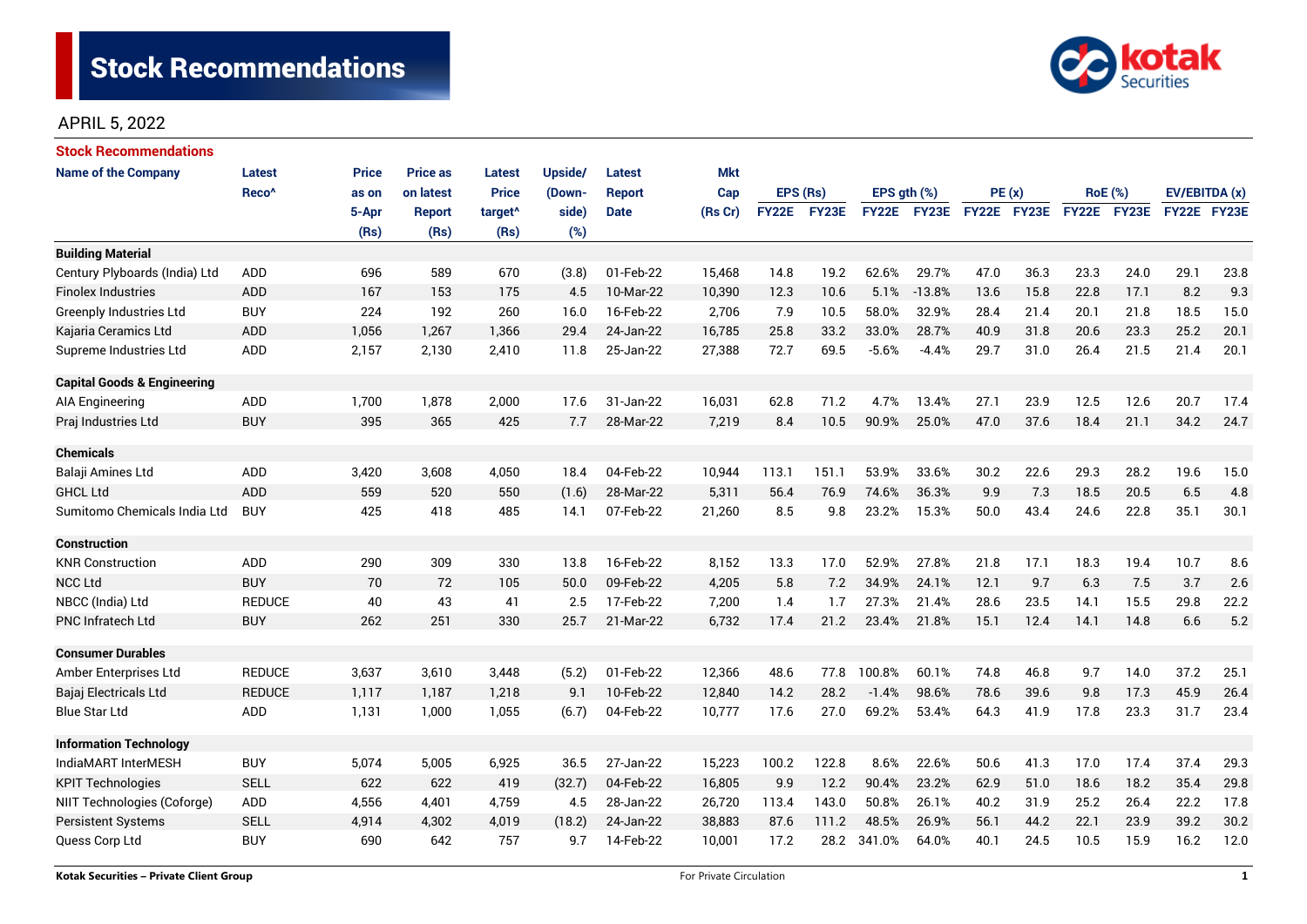# Stock Recommendations

APRIL 5, 2022

## Stock Recommendations

| Name of the Company | Latest Reco^ | Price as on 5-Apr (Rs) | Price as on latest Report (Rs) | Latest Price target^ (Rs) | Upside/ (Down-side) (%) | Latest Report Date | Mkt Cap (Rs Cr) | EPS (Rs) | | EPS gth (%) | | PE (x) | | RoE (%) | | EV/EBITDA (x) | |
|---|---|---|---|---|---|---|---|---|---|---|---|---|---|---|---|---|---|
| | | | | | | | | FY22E | FY23E | FY22E | FY23E | FY22E | FY23E | FY22E | FY23E | FY22E | FY23E |
| **Building Material** | | | | | | | | | | | | | | | | | |
| Century Plyboards (India) Ltd | ADD | 696 | 589 | 670 | (3.8) | 01-Feb-22 | 15,468 | 14.8 | 19.2 | 62.6% | 29.7% | 47.0 | 36.3 | 23.3 | 24.0 | 29.1 | 23.8 |
| Finolex Industries | ADD | 167 | 153 | 175 | 4.5 | 10-Mar-22 | 10,390 | 12.3 | 10.6 | 5.1% | -13.8% | 13.6 | 15.8 | 22.8 | 17.1 | 8.2 | 9.3 |
| Greenply Industries Ltd | BUY | 224 | 192 | 260 | 16.0 | 16-Feb-22 | 2,706 | 7.9 | 10.5 | 58.0% | 32.9% | 28.4 | 21.4 | 20.1 | 21.8 | 18.5 | 15.0 |
| Kajaria Ceramics Ltd | ADD | 1,056 | 1,267 | 1,366 | 29.4 | 24-Jan-22 | 16,785 | 25.8 | 33.2 | 33.0% | 28.7% | 40.9 | 31.8 | 20.6 | 23.3 | 25.2 | 20.1 |
| Supreme Industries Ltd | ADD | 2,157 | 2,130 | 2,410 | 11.8 | 25-Jan-22 | 27,388 | 72.7 | 69.5 | -5.6% | -4.4% | 29.7 | 31.0 | 26.4 | 21.5 | 21.4 | 20.1 |
| **Capital Goods & Engineering** | | | | | | | | | | | | | | | | | |
| AIA Engineering | ADD | 1,700 | 1,878 | 2,000 | 17.6 | 31-Jan-22 | 16,031 | 62.8 | 71.2 | 4.7% | 13.4% | 27.1 | 23.9 | 12.5 | 12.6 | 20.7 | 17.4 |
| Praj Industries Ltd | BUY | 395 | 365 | 425 | 7.7 | 28-Mar-22 | 7,219 | 8.4 | 10.5 | 90.9% | 25.0% | 47.0 | 37.6 | 18.4 | 21.1 | 34.2 | 24.7 |
| **Chemicals** | | | | | | | | | | | | | | | | | |
| Balaji Amines Ltd | ADD | 3,420 | 3,608 | 4,050 | 18.4 | 04-Feb-22 | 10,944 | 113.1 | 151.1 | 53.9% | 33.6% | 30.2 | 22.6 | 29.3 | 28.2 | 19.6 | 15.0 |
| GHCL Ltd | ADD | 559 | 520 | 550 | (1.6) | 28-Mar-22 | 5,311 | 56.4 | 76.9 | 74.6% | 36.3% | 9.9 | 7.3 | 18.5 | 20.5 | 6.5 | 4.8 |
| Sumitomo Chemicals India Ltd | BUY | 425 | 418 | 485 | 14.1 | 07-Feb-22 | 21,260 | 8.5 | 9.8 | 23.2% | 15.3% | 50.0 | 43.4 | 24.6 | 22.8 | 35.1 | 30.1 |
| **Construction** | | | | | | | | | | | | | | | | | |
| KNR Construction | ADD | 290 | 309 | 330 | 13.8 | 16-Feb-22 | 8,152 | 13.3 | 17.0 | 52.9% | 27.8% | 21.8 | 17.1 | 18.3 | 19.4 | 10.7 | 8.6 |
| NCC Ltd | BUY | 70 | 72 | 105 | 50.0 | 09-Feb-22 | 4,205 | 5.8 | 7.2 | 34.9% | 24.1% | 12.1 | 9.7 | 6.3 | 7.5 | 3.7 | 2.6 |
| NBCC (India) Ltd | REDUCE | 40 | 43 | 41 | 2.5 | 17-Feb-22 | 7,200 | 1.4 | 1.7 | 27.3% | 21.4% | 28.6 | 23.5 | 14.1 | 15.5 | 29.8 | 22.2 |
| PNC Infratech Ltd | BUY | 262 | 251 | 330 | 25.7 | 21-Mar-22 | 6,732 | 17.4 | 21.2 | 23.4% | 21.8% | 15.1 | 12.4 | 14.1 | 14.8 | 6.6 | 5.2 |
| **Consumer Durables** | | | | | | | | | | | | | | | | | |
| Amber Enterprises Ltd | REDUCE | 3,637 | 3,610 | 3,448 | (5.2) | 01-Feb-22 | 12,366 | 48.6 | 77.8 | 100.8% | 60.1% | 74.8 | 46.8 | 9.7 | 14.0 | 37.2 | 25.1 |
| Bajaj Electricals Ltd | REDUCE | 1,117 | 1,187 | 1,218 | 9.1 | 10-Feb-22 | 12,840 | 14.2 | 28.2 | -1.4% | 98.6% | 78.6 | 39.6 | 9.8 | 17.3 | 45.9 | 26.4 |
| Blue Star Ltd | ADD | 1,131 | 1,000 | 1,055 | (6.7) | 04-Feb-22 | 10,777 | 17.6 | 27.0 | 69.2% | 53.4% | 64.3 | 41.9 | 17.8 | 23.3 | 31.7 | 23.4 |
| **Information Technology** | | | | | | | | | | | | | | | | | |
| IndiaMART InterMESH | BUY | 5,074 | 5,005 | 6,925 | 36.5 | 27-Jan-22 | 15,223 | 100.2 | 122.8 | 8.6% | 22.6% | 50.6 | 41.3 | 17.0 | 17.4 | 37.4 | 29.3 |
| KPIT Technologies | SELL | 622 | 622 | 419 | (32.7) | 04-Feb-22 | 16,805 | 9.9 | 12.2 | 90.4% | 23.2% | 62.9 | 51.0 | 18.6 | 18.2 | 35.4 | 29.8 |
| NIIT Technologies (Coforge) | ADD | 4,556 | 4,401 | 4,759 | 4.5 | 28-Jan-22 | 26,720 | 113.4 | 143.0 | 50.8% | 26.1% | 40.2 | 31.9 | 25.2 | 26.4 | 22.2 | 17.8 |
| Persistent Systems | SELL | 4,914 | 4,302 | 4,019 | (18.2) | 24-Jan-22 | 38,883 | 87.6 | 111.2 | 48.5% | 26.9% | 56.1 | 44.2 | 22.1 | 23.9 | 39.2 | 30.2 |
| Quess Corp Ltd | BUY | 690 | 642 | 757 | 9.7 | 14-Feb-22 | 10,001 | 17.2 | 28.2 | 341.0% | 64.0% | 40.1 | 24.5 | 10.5 | 15.9 | 16.2 | 12.0 |

Kotak Securities – Private Client Group

For Private Circulation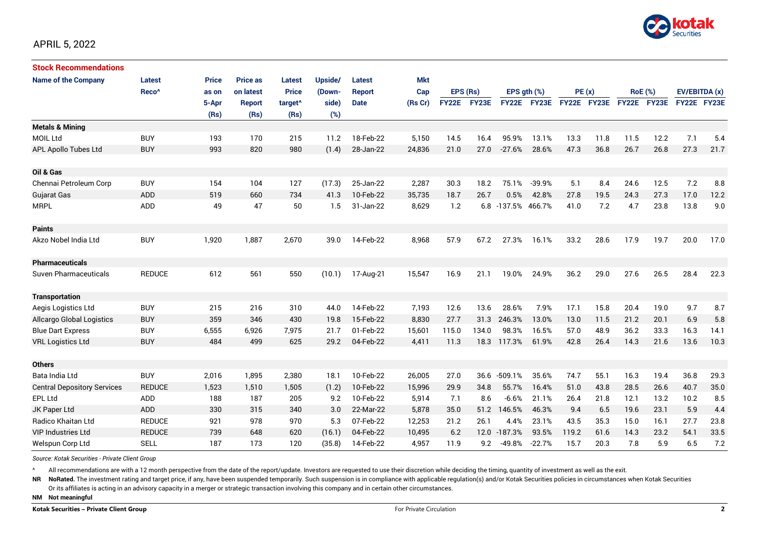APRIL 5, 2022

**Stock Recommendations**

| Name of the Company | Latest Reco^ | Price as on 5-Apr (Rs) | Price as on latest Report (Rs) | Latest Price target^ (Rs) | Upside/ (Down-side) (%) | Latest Report Date | Mkt Cap (Rs Cr) | EPS (Rs) | | EPS gth (%) | | PE (x) | | RoE (%) | | EV/EBITDA (x) | |
|---|---|---|---|---|---|---|---|---|---|---|---|---|---|---|---|---|---|
| | | | | | | | | FY22E | FY23E | FY22E | FY23E | FY22E | FY23E | FY22E | FY23E | FY22E | FY23E |
| **Metals & Mining** | | | | | | | | | | | | | | | | | |
| MOIL Ltd | BUY | 193 | 170 | 215 | 11.2 | 18-Feb-22 | 5,150 | 14.5 | 16.4 | 95.9% | 13.1% | 13.3 | 11.8 | 11.5 | 12.2 | 7.1 | 5.4 |
| APL Apollo Tubes Ltd | BUY | 993 | 820 | 980 | (1.4) | 28-Jan-22 | 24,836 | 21.0 | 27.0 | -27.6% | 28.6% | 47.3 | 36.8 | 26.7 | 26.8 | 27.3 | 21.7 |
| **Oil & Gas** | | | | | | | | | | | | | | | | | |
| Chennai Petroleum Corp | BUY | 154 | 104 | 127 | (17.3) | 25-Jan-22 | 2,287 | 30.3 | 18.2 | 75.1% | -39.9% | 5.1 | 8.4 | 24.6 | 12.5 | 7.2 | 8.8 |
| Gujarat Gas | ADD | 519 | 660 | 734 | 41.3 | 10-Feb-22 | 35,735 | 18.7 | 26.7 | 0.5% | 42.8% | 27.8 | 19.5 | 24.3 | 27.3 | 17.0 | 12.2 |
| MRPL | ADD | 49 | 47 | 50 | 1.5 | 31-Jan-22 | 8,629 | 1.2 | 6.8 | -137.5% | 466.7% | 41.0 | 7.2 | 4.7 | 23.8 | 13.8 | 9.0 |
| **Paints** | | | | | | | | | | | | | | | | | |
| Akzo Nobel India Ltd | BUY | 1,920 | 1,887 | 2,670 | 39.0 | 14-Feb-22 | 8,968 | 57.9 | 67.2 | 27.3% | 16.1% | 33.2 | 28.6 | 17.9 | 19.7 | 20.0 | 17.0 |
| **Pharmaceuticals** | | | | | | | | | | | | | | | | | |
| Suven Pharmaceuticals | REDUCE | 612 | 561 | 550 | (10.1) | 17-Aug-21 | 15,547 | 16.9 | 21.1 | 19.0% | 24.9% | 36.2 | 29.0 | 27.6 | 26.5 | 28.4 | 22.3 |
| **Transportation** | | | | | | | | | | | | | | | | | |
| Aegis Logistics Ltd | BUY | 215 | 216 | 310 | 44.0 | 14-Feb-22 | 7,193 | 12.6 | 13.6 | 28.6% | 7.9% | 17.1 | 15.8 | 20.4 | 19.0 | 9.7 | 8.7 |
| Allcargo Global Logistics | BUY | 359 | 346 | 430 | 19.8 | 15-Feb-22 | 8,830 | 27.7 | 31.3 | 246.3% | 13.0% | 13.0 | 11.5 | 21.2 | 20.1 | 6.9 | 5.8 |
| Blue Dart Express | BUY | 6,555 | 6,926 | 7,975 | 21.7 | 01-Feb-22 | 15,601 | 115.0 | 134.0 | 98.3% | 16.5% | 57.0 | 48.9 | 36.2 | 33.3 | 16.3 | 14.1 |
| VRL Logistics Ltd | BUY | 484 | 499 | 625 | 29.2 | 04-Feb-22 | 4,411 | 11.3 | 18.3 | 117.3% | 61.9% | 42.8 | 26.4 | 14.3 | 21.6 | 13.6 | 10.3 |
| **Others** | | | | | | | | | | | | | | | | | |
| Bata India Ltd | BUY | 2,016 | 1,895 | 2,380 | 18.1 | 10-Feb-22 | 26,005 | 27.0 | 36.6 | -509.1% | 35.6% | 74.7 | 55.1 | 16.3 | 19.4 | 36.8 | 29.3 |
| Central Depository Services | REDUCE | 1,523 | 1,510 | 1,505 | (1.2) | 10-Feb-22 | 15,996 | 29.9 | 34.8 | 55.7% | 16.4% | 51.0 | 43.8 | 28.5 | 26.6 | 40.7 | 35.0 |
| EPL Ltd | ADD | 188 | 187 | 205 | 9.2 | 10-Feb-22 | 5,914 | 7.1 | 8.6 | -6.6% | 21.1% | 26.4 | 21.8 | 12.1 | 13.2 | 10.2 | 8.5 |
| JK Paper Ltd | ADD | 330 | 315 | 340 | 3.0 | 22-Mar-22 | 5,878 | 35.0 | 51.2 | 146.5% | 46.3% | 9.4 | 6.5 | 19.6 | 23.1 | 5.9 | 4.4 |
| Radico Khaitan Ltd | REDUCE | 921 | 978 | 970 | 5.3 | 07-Feb-22 | 12,253 | 21.2 | 26.1 | 4.4% | 23.1% | 43.5 | 35.3 | 15.0 | 16.1 | 27.7 | 23.8 |
| VIP Industries Ltd | REDUCE | 739 | 648 | 620 | (16.1) | 04-Feb-22 | 10,495 | 6.2 | 12.0 | -187.3% | 93.5% | 119.2 | 61.6 | 14.3 | 23.2 | 54.1 | 33.5 |
| Welspun Corp Ltd | SELL | 187 | 173 | 120 | (35.8) | 14-Feb-22 | 4,957 | 11.9 | 9.2 | -49.8% | -22.7% | 15.7 | 20.3 | 7.8 | 5.9 | 6.5 | 7.2 |

*Source: Kotak Securities - Private Client Group*

^ All recommendations are with a 12 month perspective from the date of the report/update. Investors are requested to use their discretion while deciding the timing, quantity of investment as well as the exit.

**NR** **NoRated.** The investment rating and target price, if any, have been suspended temporarily. Such suspension is in compliance with applicable regulation(s) and/or Kotak Securities policies in circumstances when Kotak Securities Or its affiliates is acting in an advisory capacity in a merger or strategic transaction involving this company and in certain other circumstances.

**NM** **Not meaningful**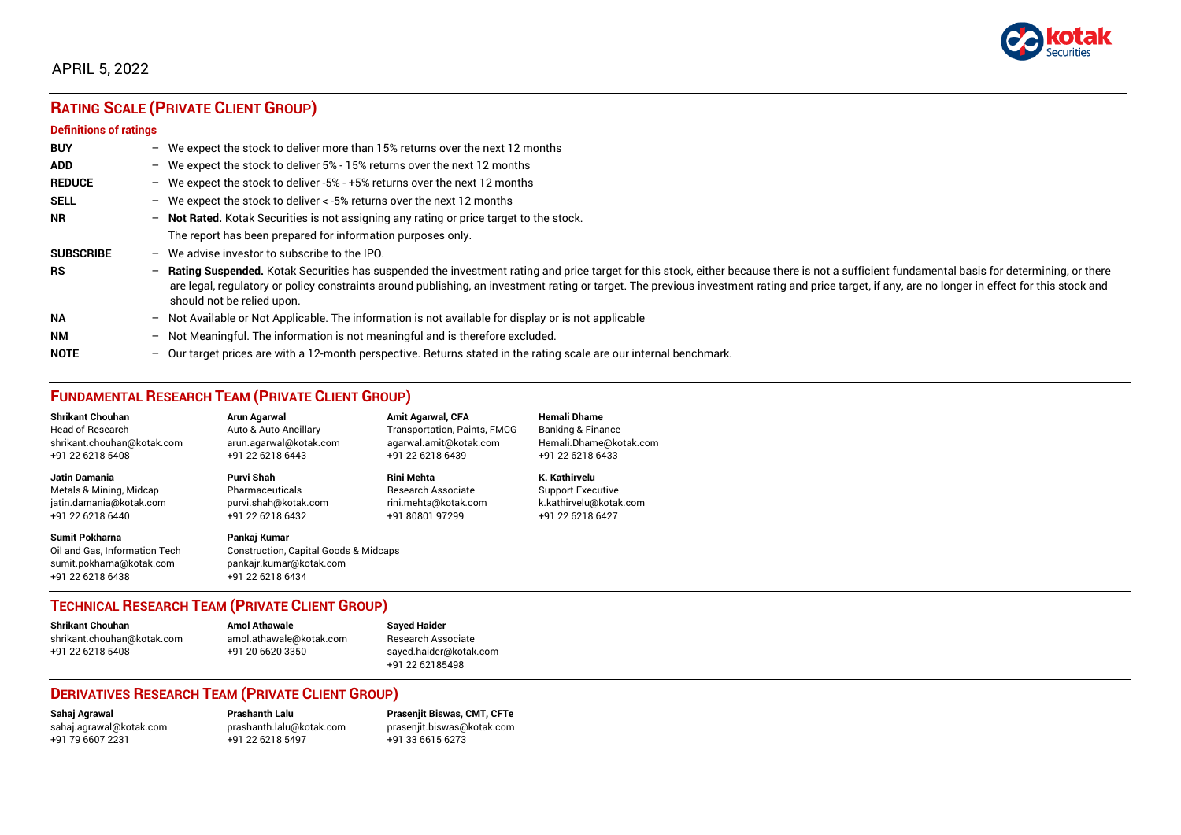APRIL 5, 2022

## RATING SCALE (PRIVATE CLIENT GROUP)

### Definitions of ratings

| | | |
|---|---|---|
| **BUY** | – | We expect the stock to deliver more than 15% returns over the next 12 months |
| **ADD** | – | We expect the stock to deliver 5% - 15% returns over the next 12 months |
| **REDUCE** | – | We expect the stock to deliver -5% - +5% returns over the next 12 months |
| **SELL** | – | We expect the stock to deliver < -5% returns over the next 12 months |
| **NR** | – | **Not Rated.** Kotak Securities is not assigning any rating or price target to the stock. The report has been prepared for information purposes only. |
| **SUBSCRIBE** | – | We advise investor to subscribe to the IPO. |
| **RS** | – | **Rating Suspended.** Kotak Securities has suspended the investment rating and price target for this stock, either because there is not a sufficient fundamental basis for determining, or there are legal, regulatory or policy constraints around publishing, an investment rating or target. The previous investment rating and price target, if any, are no longer in effect for this stock and should not be relied upon. |
| **NA** | – | Not Available or Not Applicable. The information is not available for display or is not applicable |
| **NM** | – | Not Meaningful. The information is not meaningful and is therefore excluded. |
| **NOTE** | – | Our target prices are with a 12-month perspective. Returns stated in the rating scale are our internal benchmark. |

## FUNDAMENTAL RESEARCH TEAM (PRIVATE CLIENT GROUP)

**Shrikant Chouhan**
Head of Research
shrikant.chouhan@kotak.com
+91 22 6218 5408

**Arun Agarwal**
Auto & Auto Ancillary
arun.agarwal@kotak.com
+91 22 6218 6443

**Amit Agarwal, CFA**
Transportation, Paints, FMCG
agarwal.amit@kotak.com
+91 22 6218 6439

**Hemali Dhame**
Banking & Finance
Hemali.Dhame@kotak.com
+91 22 6218 6433

**Jatin Damania**
Metals & Mining, Midcap
jatin.damania@kotak.com
+91 22 6218 6440

**Purvi Shah**
Pharmaceuticals
purvi.shah@kotak.com
+91 22 6218 6432

**Rini Mehta**
Research Associate
rini.mehta@kotak.com
+91 80801 97299

**K. Kathirvelu**
Support Executive
k.kathirvelu@kotak.com
+91 22 6218 6427

**Sumit Pokharna**
Oil and Gas, Information Tech
sumit.pokharna@kotak.com
+91 22 6218 6438

**Pankaj Kumar**
Construction, Capital Goods & Midcaps
pankajr.kumar@kotak.com
+91 22 6218 6434

## TECHNICAL RESEARCH TEAM (PRIVATE CLIENT GROUP)

**Shrikant Chouhan**
shrikant.chouhan@kotak.com
+91 22 6218 5408

**Amol Athawale**
amol.athawale@kotak.com
+91 20 6620 3350

**Sayed Haider**
Research Associate
sayed.haider@kotak.com
+91 22 62185498

## DERIVATIVES RESEARCH TEAM (PRIVATE CLIENT GROUP)

**Sahaj Agrawal**
sahaj.agrawal@kotak.com
+91 79 6607 2231

**Prashanth Lalu**
prashanth.lalu@kotak.com
+91 22 6218 5497

**Prasenjit Biswas, CMT, CFTe**
prasenjit.biswas@kotak.com
+91 33 6615 6273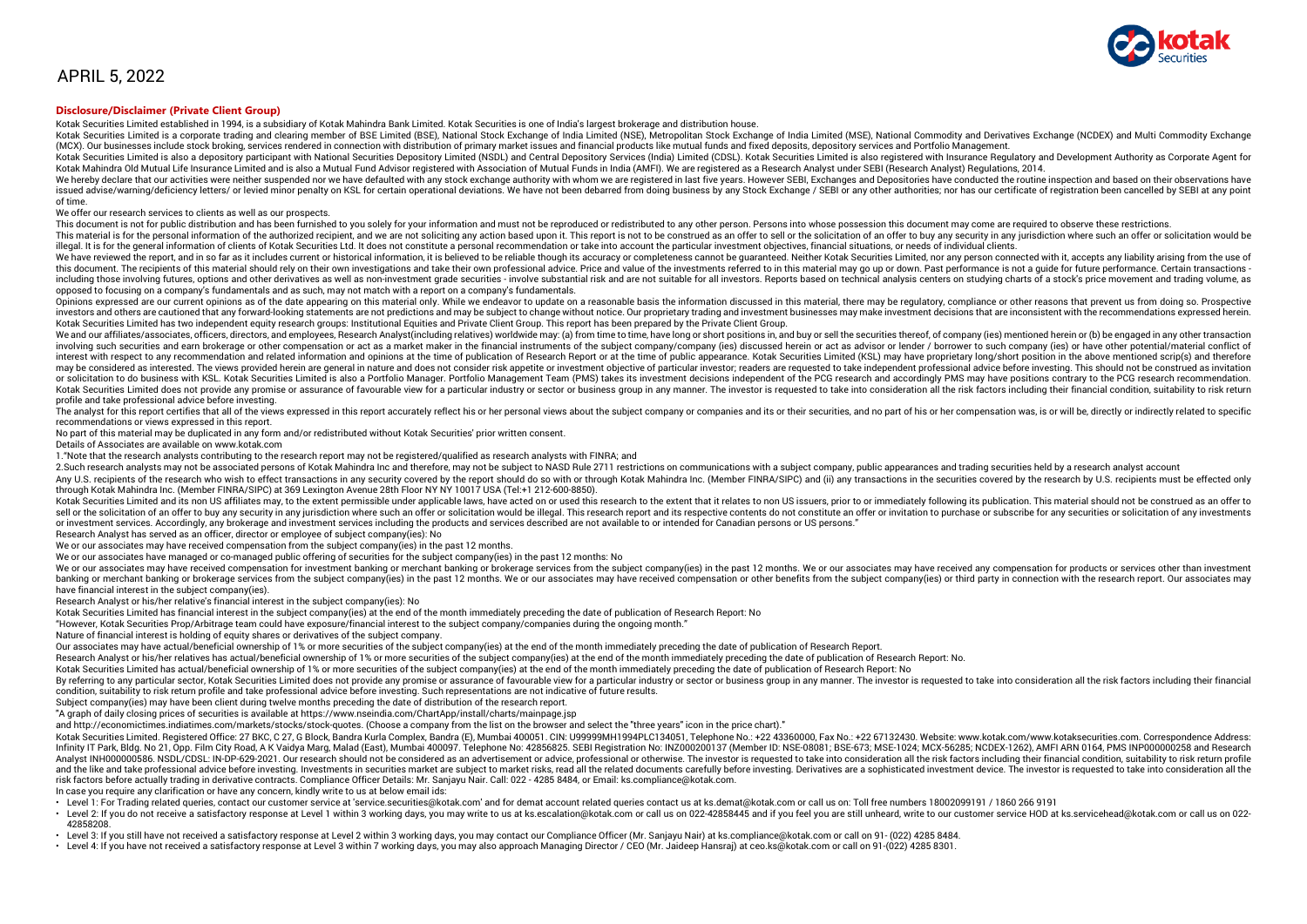APRIL 5, 2022

### Disclosure/Disclaimer (Private Client Group)

Kotak Securities Limited established in 1994, is a subsidiary of Kotak Mahindra Bank Limited. Kotak Securities is one of India's largest brokerage and distribution house.

Kotak Securities Limited is a corporate trading and clearing member of BSE Limited (BSE), National Stock Exchange of India Limited (NSE), Metropolitan Stock Exchange of India Limited (MSE), National Commodity and Derivatives Exchange (NCDEX) and Multi Commodity Exchange (MCX). Our businesses include stock broking, services rendered in connection with distribution of primary market issues and financial products like mutual funds and fixed deposits, depository services and Portfolio Management.

Kotak Securities Limited is also a depository participant with National Securities Depository Limited (NSDL) and Central Depository Services (India) Limited (CDSL). Kotak Securities Limited is also registered with Insurance Regulatory and Development Authority as Corporate Agent for Kotak Mahindra Old Mutual Life Insurance Limited and is also a Mutual Fund Advisor registered with Association of Mutual Funds in India (AMFI). We are registered as a Research Analyst under SEBI (Research Analyst) Regulations, 2014.

We hereby declare that our activities were neither suspended nor we have defaulted with any stock exchange authority with whom we are registered in last five years. However SEBI, Exchanges and Depositories have conducted the routine inspection and based on their observations have issued advise/warning/deficiency letters/ or levied minor penalty on KSL for certain operational deviations. We have not been debarred from doing business by any Stock Exchange / SEBI or any other authorities; nor has our certificate of registration been cancelled by SEBI at any point of time.

We offer our research services to clients as well as our prospects.

This document is not for public distribution and has been furnished to you solely for your information and must not be reproduced or redistributed to any other person. Persons into whose possession this document may come are required to observe these restrictions.

This material is for the personal information of the authorized recipient, and we are not soliciting any action based upon it. This report is not to be construed as an offer to sell or the solicitation of an offer to buy any security in any jurisdiction where such an offer or solicitation would be illegal. It is for the general information of clients of Kotak Securities Ltd. It does not constitute a personal recommendation or take into account the particular investment objectives, financial situations, or needs of individual clients.

We have reviewed the report, and in so far as it includes current or historical information, it is believed to be reliable though its accuracy or completeness cannot be guaranteed. Neither Kotak Securities Limited, nor any person connected with it, accepts any liability arising from the use of this document. The recipients of this material should rely on their own investigations and take their own professional advice. Price and value of the investments referred to in this material may go up or down. Past performance is not a guide for future performance. Certain transactions - including those involving futures, options and other derivatives as well as non-investment grade securities - involve substantial risk and are not suitable for all investors. Reports based on technical analysis centers on studying charts of a stock's price movement and trading volume, as opposed to focusing on a company's fundamentals and as such, may not match with a report on a company's fundamentals.

Opinions expressed are our current opinions as of the date appearing on this material only. While we endeavor to update on a reasonable basis the information discussed in this material, there may be regulatory, compliance or other reasons that prevent us from doing so. Prospective investors and others are cautioned that any forward-looking statements are not predictions and may be subject to change without notice. Our proprietary trading and investment businesses may make investment decisions that are inconsistent with the recommendations expressed herein. Kotak Securities Limited has two independent equity research groups: Institutional Equities and Private Client Group. This report has been prepared by the Private Client Group.

We and our affiliates/associates, officers, directors, and employees, Research Analyst(including relatives) worldwide may: (a) from time to time, have long or short positions in, and buy or sell the securities thereof, of company (ies) mentioned herein or (b) be engaged in any other transaction involving such securities and earn brokerage or other compensation or act as a market maker in the financial instruments of the subject company/company (ies) discussed herein or act as advisor or lender / borrower to such company (ies) or have other potential/material conflict of interest with respect to any recommendation and related information and opinions at the time of publication of Research Report or at the time of public appearance. Kotak Securities Limited (KSL) may have proprietary long/short position in the above mentioned scrip(s) and therefore may be considered as interested. The views provided herein are general in nature and does not consider risk appetite or investment objective of particular investor; readers are requested to take independent professional advice before investing. This should not be construed as invitation or solicitation to do business with KSL. Kotak Securities Limited is also a Portfolio Manager. Portfolio Management Team (PMS) takes its investment decisions independent of the PCG research and accordingly PMS may have positions contrary to the PCG research recommendation. Kotak Securities Limited does not provide any promise or assurance of favourable view for a particular industry or sector or business group in any manner. The investor is requested to take into consideration all the risk factors including their financial condition, suitability to risk return profile and take professional advice before investing.

The analyst for this report certifies that all of the views expressed in this report accurately reflect his or her personal views about the subject company or companies and its or their securities, and no part of his or her compensation was, is or will be, directly or indirectly related to specific recommendations or views expressed in this report.

No part of this material may be duplicated in any form and/or redistributed without Kotak Securities' prior written consent.

Details of Associates are available on www.kotak.com

1."Note that the research analysts contributing to the research report may not be registered/qualified as research analysts with FINRA; and

2.Such research analysts may not be associated persons of Kotak Mahindra Inc and therefore, may not be subject to NASD Rule 2711 restrictions on communications with a subject company, public appearances and trading securities held by a research analyst account

Any U.S. recipients of the research who wish to effect transactions in any security covered by the report should do so with or through Kotak Mahindra Inc. (Member FINRA/SIPC) and (ii) any transactions in the securities covered by the research by U.S. recipients must be effected only through Kotak Mahindra Inc. (Member FINRA/SIPC) at 369 Lexington Avenue 28th Floor NY NY 10017 USA (Tel:+1 212-600-8850).

Kotak Securities Limited and its non US affiliates may, to the extent permissible under applicable laws, have acted on or used this research to the extent that it relates to non US issuers, prior to or immediately following its publication. This material should not be construed as an offer to sell or the solicitation of an offer to buy any security in any jurisdiction where such an offer or solicitation would be illegal. This research report and its respective contents do not constitute an offer or invitation to purchase or subscribe for any securities or solicitation of any investments or investment services. Accordingly, any brokerage and investment services including the products and services described are not available to or intended for Canadian persons or US persons."

Research Analyst has served as an officer, director or employee of subject company(ies): No

We or our associates may have received compensation from the subject company(ies) in the past 12 months.

We or our associates have managed or co-managed public offering of securities for the subject company(ies) in the past 12 months: No

We or our associates may have received compensation for investment banking or merchant banking or brokerage services from the subject company(ies) in the past 12 months. We or our associates may have received any compensation for products or services other than investment banking or merchant banking or brokerage services from the subject company(ies) in the past 12 months. We or our associates may have received compensation or other benefits from the subject company(ies) or third party in connection with the research report. Our associates may have financial interest in the subject company(ies).

Research Analyst or his/her relative's financial interest in the subject company(ies): No

Kotak Securities Limited has financial interest in the subject company(ies) at the end of the month immediately preceding the date of publication of Research Report: No

"However, Kotak Securities Prop/Arbitrage team could have exposure/financial interest to the subject company/companies during the ongoing month."

Nature of financial interest is holding of equity shares or derivatives of the subject company.

Our associates may have actual/beneficial ownership of 1% or more securities of the subject company(ies) at the end of the month immediately preceding the date of publication of Research Report.

Research Analyst or his/her relatives has actual/beneficial ownership of 1% or more securities of the subject company(ies) at the end of the month immediately preceding the date of publication of Research Report: No.

Kotak Securities Limited has actual/beneficial ownership of 1% or more securities of the subject company(ies) at the end of the month immediately preceding the date of publication of Research Report: No

By referring to any particular sector, Kotak Securities Limited does not provide any promise or assurance of favourable view for a particular industry or sector or business group in any manner. The investor is requested to take into consideration all the risk factors including their financial condition, suitability to risk return profile and take professional advice before investing. Such representations are not indicative of future results.

Subject company(ies) may have been client during twelve months preceding the date of distribution of the research report.

"A graph of daily closing prices of securities is available at https://www.nseindia.com/ChartApp/install/charts/mainpage.jsp

and http://economictimes.indiatimes.com/markets/stocks/stock-quotes. (Choose a company from the list on the browser and select the "three years" icon in the price chart)."

Kotak Securities Limited. Registered Office: 27 BKC, C 27, G Block, Bandra Kurla Complex, Bandra (E), Mumbai 400051. CIN: U99999MH1994PLC134051, Telephone No.: +22 43360000, Fax No.: +22 67132430. Website: www.kotak.com/www.kotaksecurities.com. Correspondence Address: Infinity IT Park, Bldg. No 21, Opp. Film City Road, A K Vaidya Marg, Malad (East), Mumbai 400097. Telephone No: 42856825. SEBI Registration No: INZ000200137 (Member ID: NSE-08081; BSE-673; MSE-1024; MCX-56285; NCDEX-1262), AMFI ARN 0164, PMS INP000000258 and Research Analyst INH000000586. NSDL/CDSL: IN-DP-629-2021. Our research should not be considered as an advertisement or advice, professional or otherwise. The investor is requested to take into consideration all the risk factors including their financial condition, suitability to risk return profile and the like and take professional advice before investing. Investments in securities market are subject to market risks, read all the related documents carefully before investing. Derivatives are a sophisticated investment device. The investor is requested to take into consideration all the risk factors before actually trading in derivative contracts. Compliance Officer Details: Mr. Sanjayu Nair. Call: 022 - 4285 8484, or Email: ks.compliance@kotak.com.

In case you require any clarification or have any concern, kindly write to us at below email ids:

- Level 1: For Trading related queries, contact our customer service at 'service.securities@kotak.com' and for demat account related queries contact us at ks.demat@kotak.com or call us on: Toll free numbers 18002099191 / 1860 266 9191
- Level 2: If you do not receive a satisfactory response at Level 1 within 3 working days, you may write to us at ks.escalation@kotak.com or call us on 022-42858445 and if you feel you are still unheard, write to our customer service HOD at ks.servicehead@kotak.com or call us on 022-42858208.
- Level 3: If you still have not received a satisfactory response at Level 2 within 3 working days, you may contact our Compliance Officer (Mr. Sanjayu Nair) at ks.compliance@kotak.com or call on 91- (022) 4285 8484.
- Level 4: If you have not received a satisfactory response at Level 3 within 7 working days, you may also approach Managing Director / CEO (Mr. Jaideep Hansraj) at ceo.ks@kotak.com or call on 91-(022) 4285 8301.